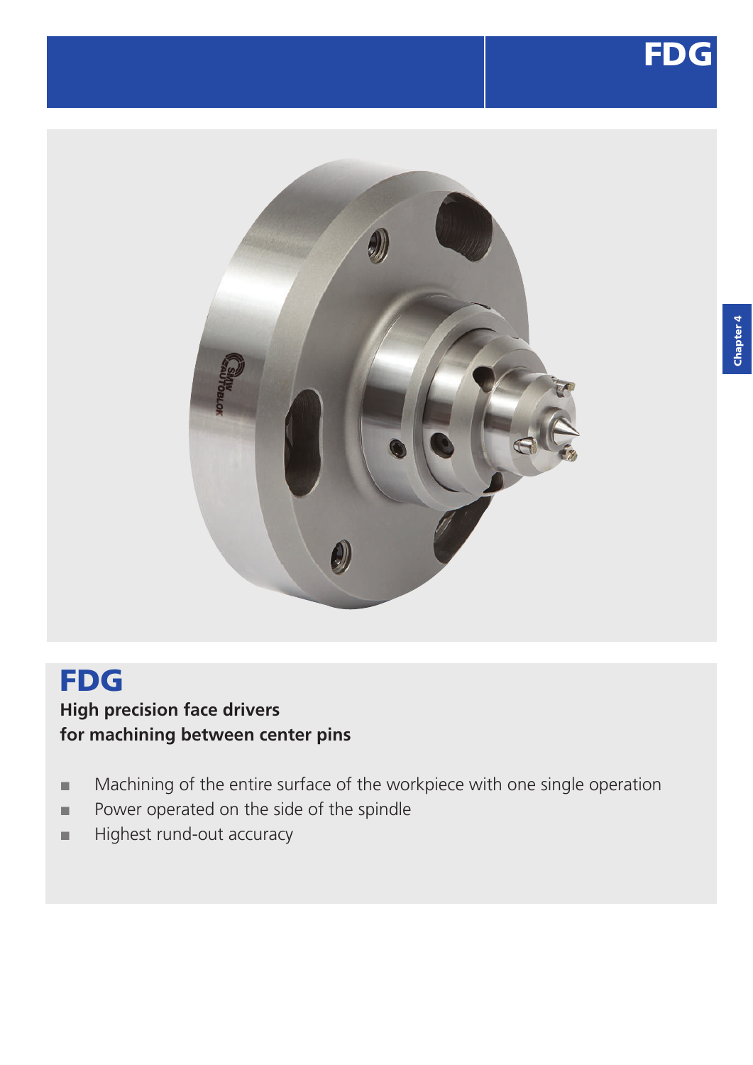# FDG

**High precision face drivers**
**for machining between center pins**

- Machining of the entire surface of the workpiece with one single operation
- Power operated on the side of the spindle
- Highest rund-out accuracy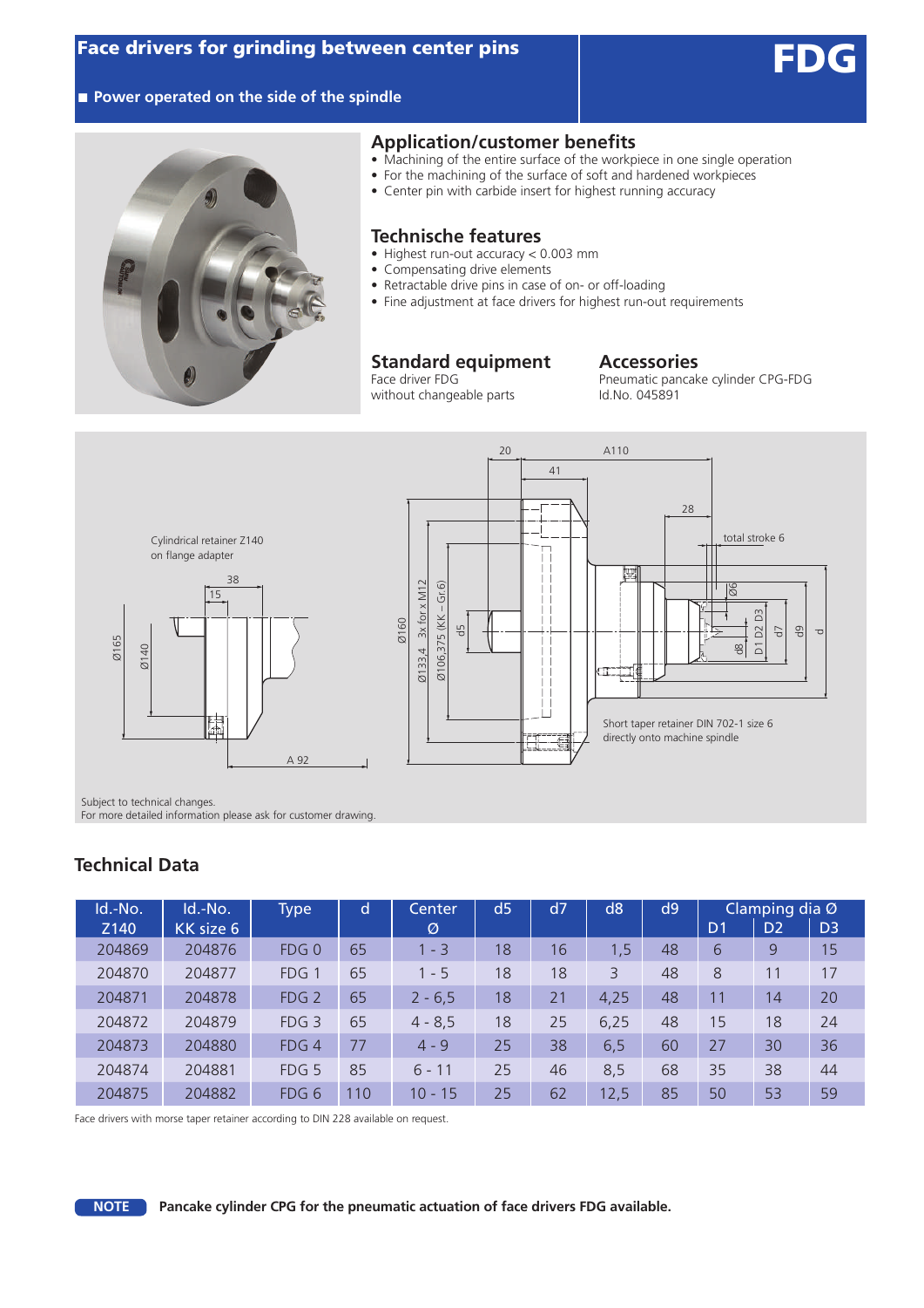# Face drivers for grinding between center pins

**FDG**

■ **Power operated on the side of the spindle**

## Application/customer benefits

- Machining of the entire surface of the workpiece in one single operation
- For the machining of the surface of soft and hardened workpieces
- Center pin with carbide insert for highest running accuracy

## Technische features

- Highest run-out accuracy < 0.003 mm
- Compensating drive elements
- Retractable drive pins in case of on- or off-loading
- Fine adjustment at face drivers for highest run-out requirements

## Standard equipment

Face driver FDG
without changeable parts

## Accessories

Pneumatic pancake cylinder CPG-FDG
Id.No. 045891

Cylindrical retainer Z140 on flange adapter

Short taper retainer DIN 702-1 size 6 directly onto machine spindle

Subject to technical changes.
For more detailed information please ask for customer drawing.

## Technical Data

| Id.-No. Z140 | Id.-No. KK size 6 | Type | d | Center Ø | d5 | d7 | d8 | d9 | Clamping dia Ø D1 | Clamping dia Ø D2 | Clamping dia Ø D3 |
|---|---|---|---|---|---|---|---|---|---|---|---|
| 204869 | 204876 | FDG 0 | 65 | 1 - 3 | 18 | 16 | 1,5 | 48 | 6 | 9 | 15 |
| 204870 | 204877 | FDG 1 | 65 | 1 - 5 | 18 | 18 | 3 | 48 | 8 | 11 | 17 |
| 204871 | 204878 | FDG 2 | 65 | 2 - 6,5 | 18 | 21 | 4,25 | 48 | 11 | 14 | 20 |
| 204872 | 204879 | FDG 3 | 65 | 4 - 8,5 | 18 | 25 | 6,25 | 48 | 15 | 18 | 24 |
| 204873 | 204880 | FDG 4 | 77 | 4 - 9 | 25 | 38 | 6,5 | 60 | 27 | 30 | 36 |
| 204874 | 204881 | FDG 5 | 85 | 6 - 11 | 25 | 46 | 8,5 | 68 | 35 | 38 | 44 |
| 204875 | 204882 | FDG 6 | 110 | 10 - 15 | 25 | 62 | 12,5 | 85 | 50 | 53 | 59 |

Face drivers with morse taper retainer according to DIN 228 available on request.

**NOTE** **Pancake cylinder CPG for the pneumatic actuation of face drivers FDG available.**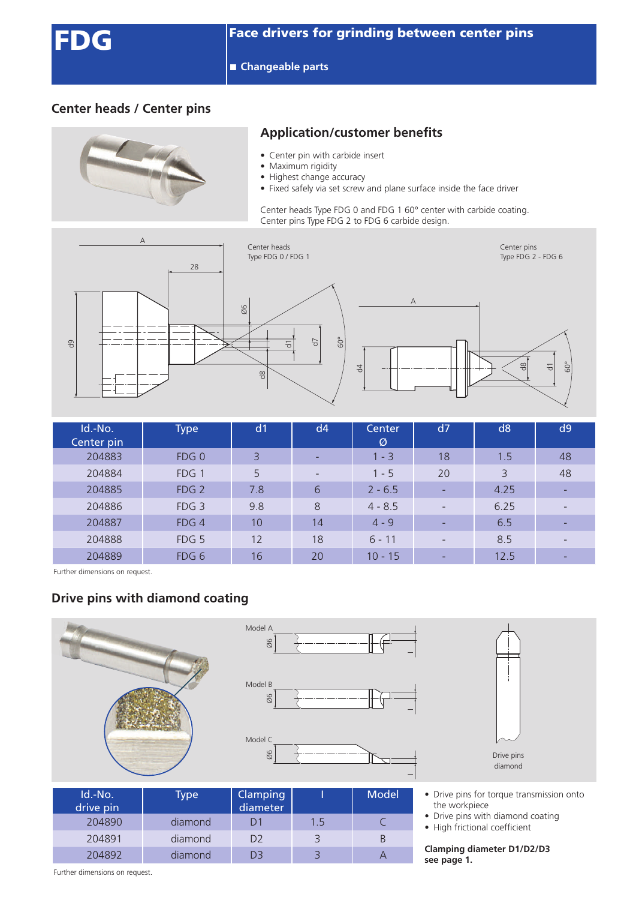# FDG

## Face drivers for grinding between center pins

■ Changeable parts

## Center heads / Center pins

### Application/customer benefits

- Center pin with carbide insert
- Maximum rigidity
- Highest change accuracy
- Fixed safely via set screw and plane surface inside the face driver

Center heads Type FDG 0 and FDG 1 60° center with carbide coating.
Center pins Type FDG 2 to FDG 6 carbide design.

Center heads
Type FDG 0 / FDG 1

Center pins
Type FDG 2 - FDG 6

A
28
d9
Ø6
d1
d7
60°
d8
d4

| Id.-No. Center pin | Type | d1 | d4 | Center Ø | d7 | d8 | d9 |
|---|---|---|---|---|---|---|---|
| 204883 | FDG 0 | 3 | - | 1 - 3 | 18 | 1.5 | 48 |
| 204884 | FDG 1 | 5 | - | 1 - 5 | 20 | 3 | 48 |
| 204885 | FDG 2 | 7.8 | 6 | 2 - 6.5 | - | 4.25 | - |
| 204886 | FDG 3 | 9.8 | 8 | 4 - 8.5 | - | 6.25 | - |
| 204887 | FDG 4 | 10 | 14 | 4 - 9 | - | 6.5 | - |
| 204888 | FDG 5 | 12 | 18 | 6 - 11 | - | 8.5 | - |
| 204889 | FDG 6 | 16 | 20 | 10 - 15 | - | 12.5 | - |

Further dimensions on request.

## Drive pins with diamond coating

Model A
Ø6

Model B
Ø6

Model C
Ø6

Drive pins
diamond

| Id.-No. drive pin | Type | Clamping diameter | l | Model |
|---|---|---|---|---|
| 204890 | diamond | D1 | 1.5 | C |
| 204891 | diamond | D2 | 3 | B |
| 204892 | diamond | D3 | 3 | A |

Further dimensions on request.

- Drive pins for torque transmission onto the workpiece
- Drive pins with diamond coating
- High frictional coefficient

**Clamping diameter D1/D2/D3 see page 1.**